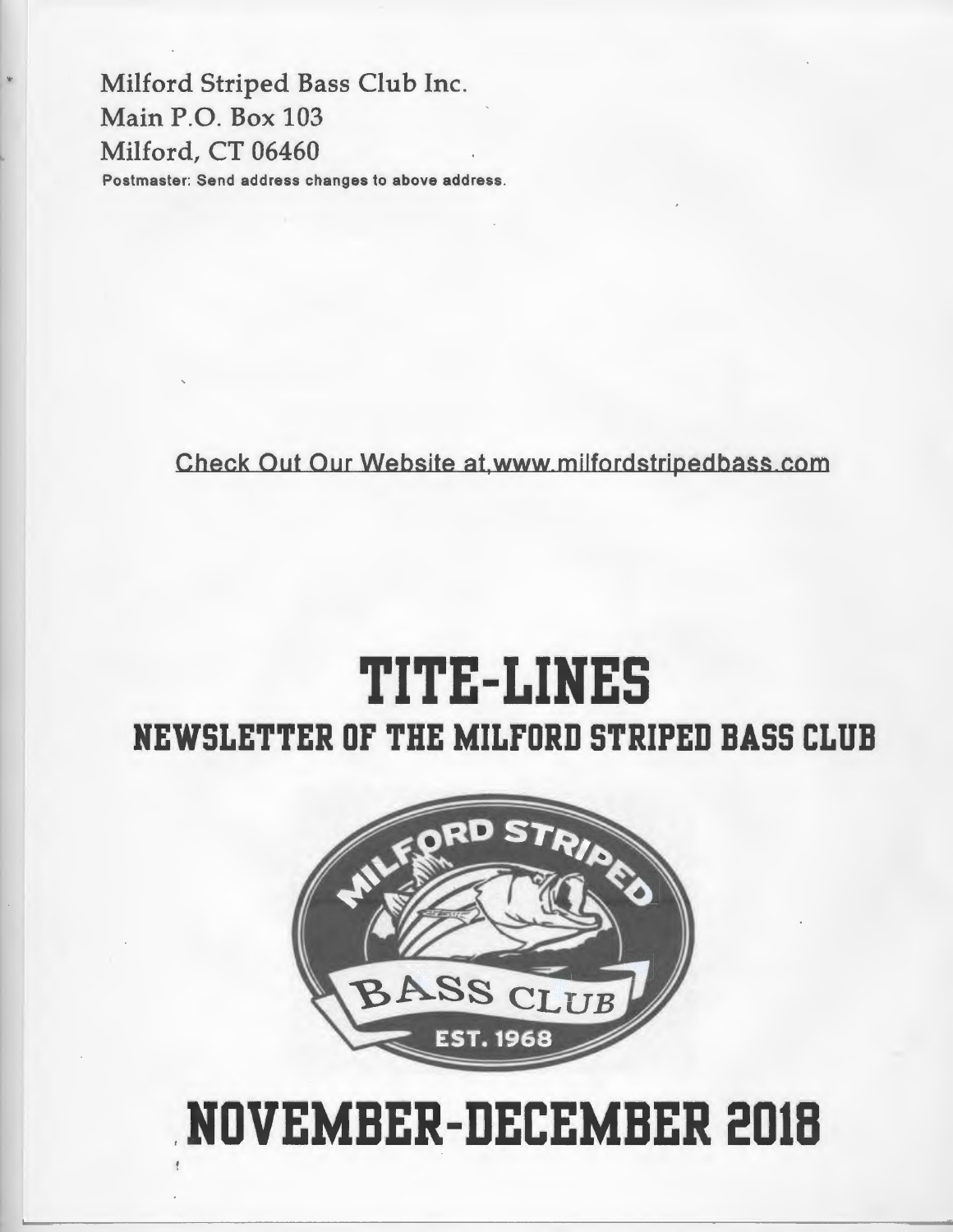Milford Striped Bass Club Inc.
Main P.O. Box 103
Milford, CT 06460

Postmaster: Send address changes to above address.

Check Out Our Website at www.milfordstripedbass.com

# TITE-LINES

## NEWSLETTER OF THE MILFORD STRIPED BASS CLUB

MILFORD STRIPED BASS CLUB EST. 1968

# NOVEMBER-DECEMBER 2018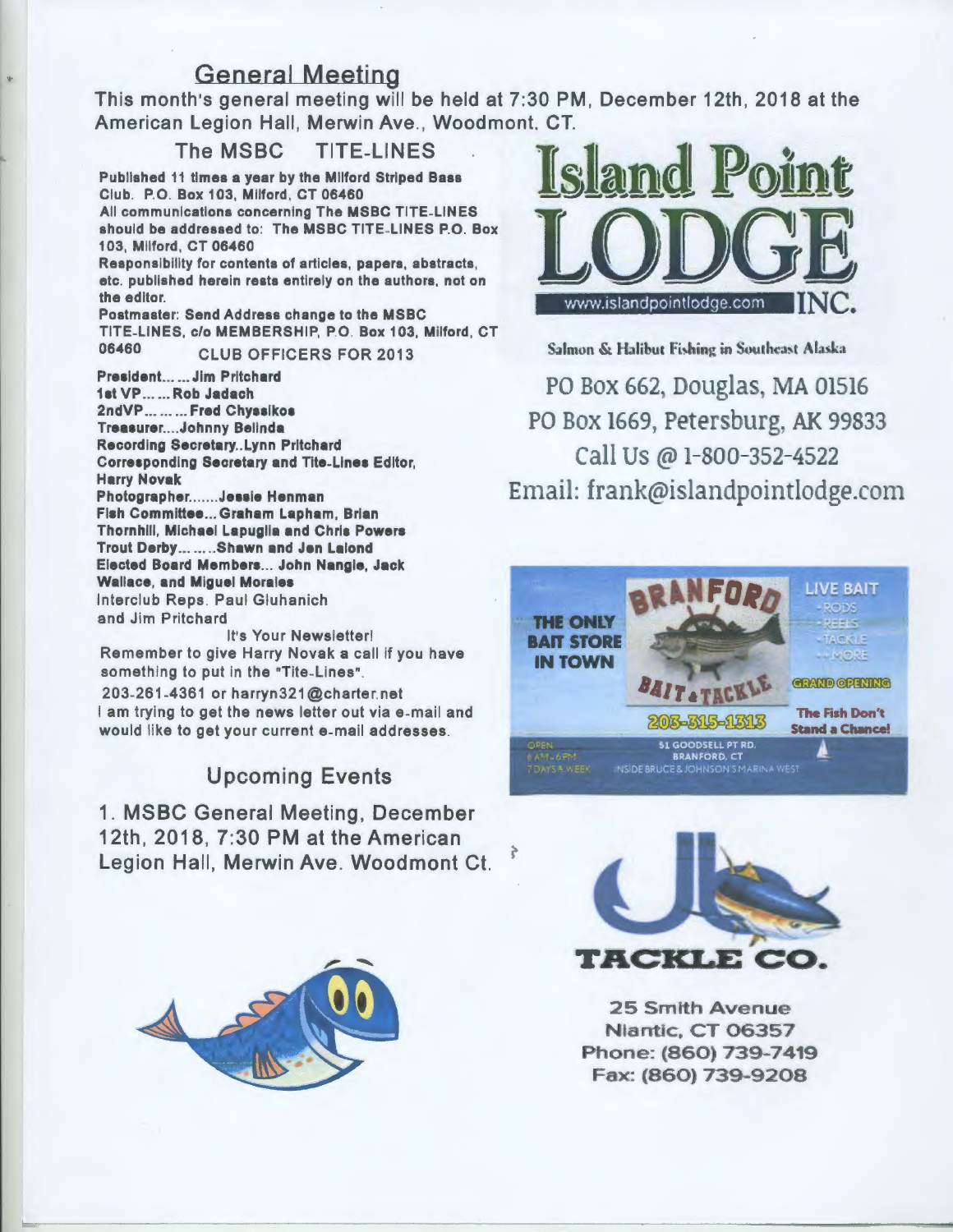## General Meeting

This month's general meeting will be held at 7:30 PM, December 12th, 2018 at the American Legion Hall, Merwin Ave., Woodmont, CT.

### The MSBC TITE-LINES

**Published 11 times a year by the Milford Striped Bass Club. P.O. Box 103, Milford, CT 06460**

**All communications concerning The MSBC TITE-LINES should be addressed to: The MSBC TITE-LINES P.O. Box 103, Milford, CT 06460**

**Responsibility for contents of articles, papers, abstracts, etc. published herein rests entirely on the authors, not on the editor.**

**Postmaster: Send Address change to the MSBC TITE-LINES, c/o MEMBERSHIP, P.O. Box 103, Milford, CT 06460**

CLUB OFFICERS FOR 2013

**President...... Jim Pritchard**
**1st VP...... Rob Jadach**
**2ndVP......... Fred Chyssikos**
**Treasurer....Johnny Belinda**
**Recording Secretary..Lynn Pritchard**
**Corresponding Secretary and Tite-Lines Editor, Harry Novak**
**Photographer.......Jessie Henman**
**Fish Committee...Graham Lapham, Brian Thornhill, Michael Lapuglia and Chris Powers**
**Trout Derby.........Shawn and Jen Lalond**
**Elected Board Members... John Nangle, Jack Wallace, and Miguel Morales**
Interclub Reps. Paul Gluhanich and Jim Pritchard

It's Your Newsletter!

Remember to give Harry Novak a call if you have something to put in the "Tite-Lines".

203-261-4361 or harryn321@charter.net

I am trying to get the news letter out via e-mail and would like to get your current e-mail addresses.

## Upcoming Events

1. MSBC General Meeting, December 12th, 2018, 7:30 PM at the American Legion Hall, Merwin Ave. Woodmont Ct.

**Island Point LODGE INC.**

www.islandpointlodge.com

Salmon & Halibut Fishing in Southeast Alaska

PO Box 662, Douglas, MA 01516
PO Box 1669, Petersburg, AK 99833
Call Us @ 1-800-352-4522
Email: frank@islandpointlodge.com

**BRANFORD BAIT & TACKLE**

THE ONLY BAIT STORE IN TOWN

LIVE BAIT
- RODS
- REELS
- TACKLE
- + MORE

GRAND OPENING

203-315-1313

The Fish Don't Stand a Chance!

OPEN 6 AM - 6 PM 7 DAYS A WEEK

51 GOODSELL PT RD. BRANFORD, CT
INSIDE BRUCE & JOHNSON'S MARINA WEST

**JB TACKLE CO.**

25 Smith Avenue
Niantic, CT 06357
Phone: (860) 739-7419
Fax: (860) 739-9208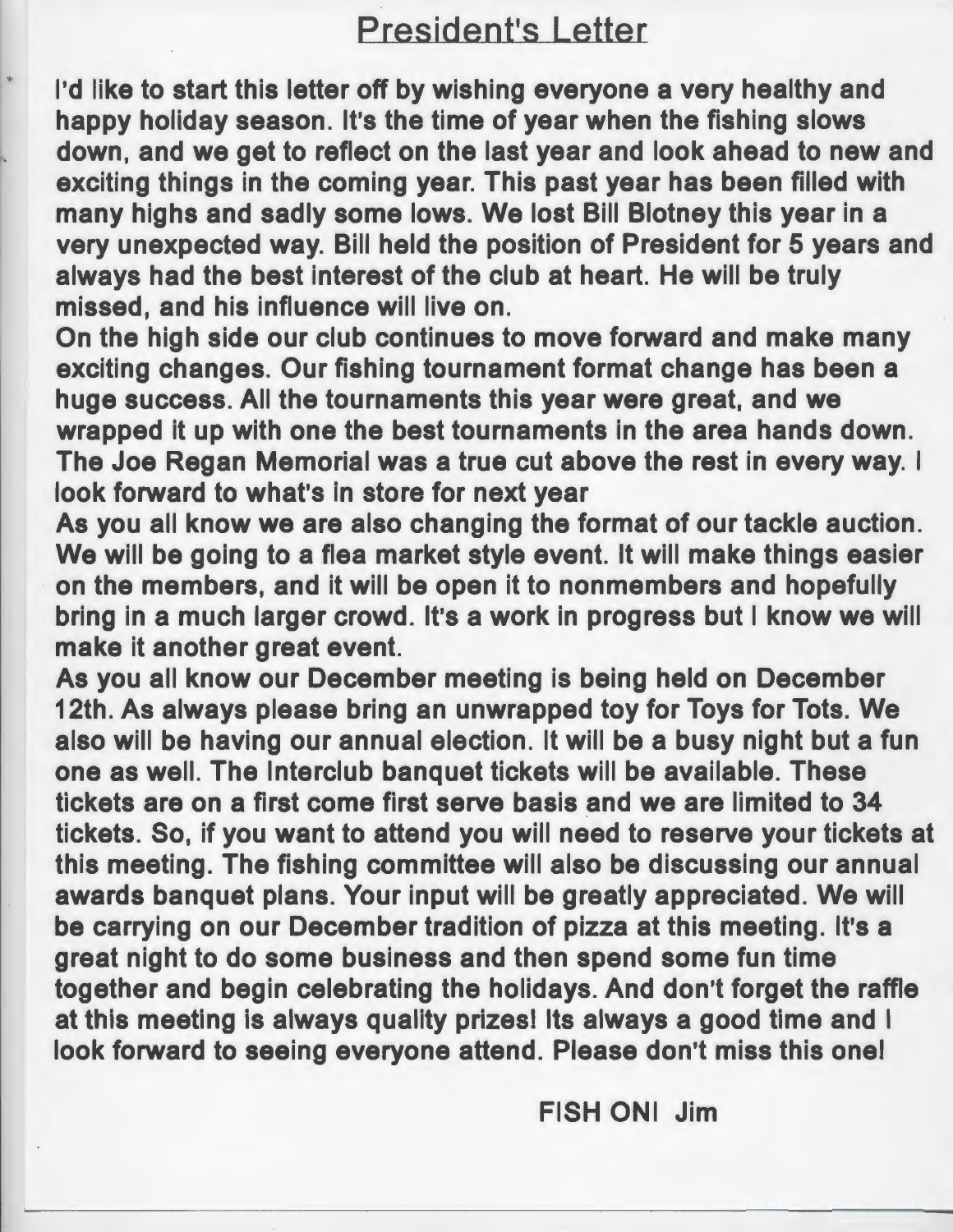# President's Letter

I'd like to start this letter off by wishing everyone a very healthy and happy holiday season. It's the time of year when the fishing slows down, and we get to reflect on the last year and look ahead to new and exciting things in the coming year. This past year has been filled with many highs and sadly some lows. We lost Bill Blotney this year in a very unexpected way. Bill held the position of President for 5 years and always had the best interest of the club at heart. He will be truly missed, and his influence will live on.

On the high side our club continues to move forward and make many exciting changes. Our fishing tournament format change has been a huge success. All the tournaments this year were great, and we wrapped it up with one the best tournaments in the area hands down. The Joe Regan Memorial was a true cut above the rest in every way. I look forward to what's in store for next year

As you all know we are also changing the format of our tackle auction. We will be going to a flea market style event. It will make things easier on the members, and it will be open it to nonmembers and hopefully bring in a much larger crowd. It's a work in progress but I know we will make it another great event.

As you all know our December meeting is being held on December 12th. As always please bring an unwrapped toy for Toys for Tots. We also will be having our annual election. It will be a busy night but a fun one as well. The Interclub banquet tickets will be available. These tickets are on a first come first serve basis and we are limited to 34 tickets. So, if you want to attend you will need to reserve your tickets at this meeting. The fishing committee will also be discussing our annual awards banquet plans. Your input will be greatly appreciated. We will be carrying on our December tradition of pizza at this meeting. It's a great night to do some business and then spend some fun time together and begin celebrating the holidays. And don't forget the raffle at this meeting is always quality prizes! Its always a good time and I look forward to seeing everyone attend. Please don't miss this one!

**FISH ON! Jim**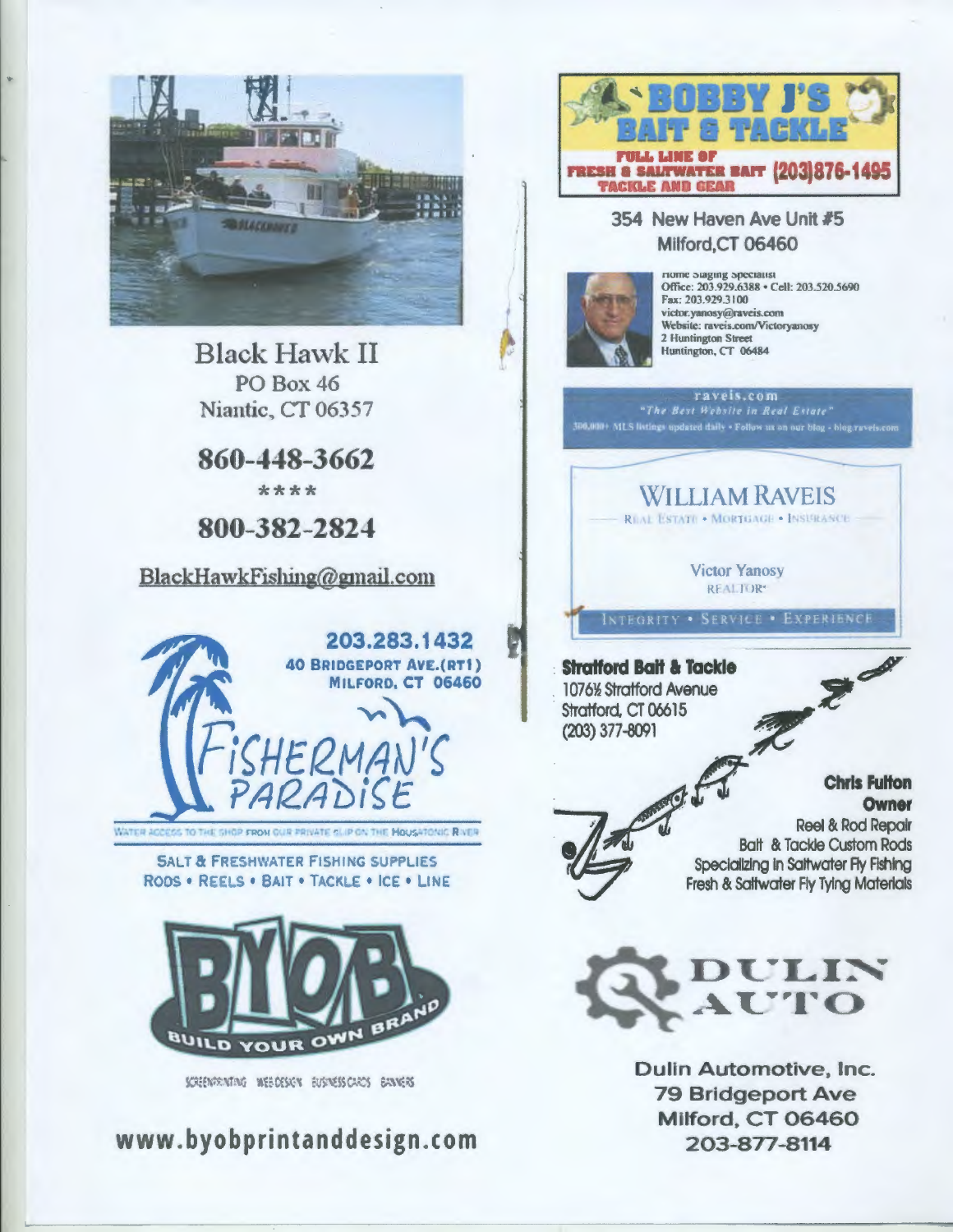Black Hawk II
PO Box 46
Niantic, CT 06357

**860-448-3662**

\*\*\*\*

**800-382-2824**

BlackHawkFishing@gmail.com

**203.283.1432**
**40 Bridgeport Ave.(RT1)**
**Milford, CT 06460**

Fisherman's Paradise

Water access to the shop from our private slip on the Housatonic River

Salt & Freshwater Fishing Supplies
Rods • Reels • Bait • Tackle • Ice • Line

BYOB
Build Your Own Brand

Screenprinting Web Design Business Cards Banners

**www.byobprintanddesign.com**

**Bobby J's Bait & Tackle**
Full Line of Fresh & Saltwater Bait Tackle and Gear **(203)876-1495**

354 New Haven Ave Unit #5
Milford,CT 06460

Home Staging Specialist
Office: 203.929.6388 • Cell: 203.520.5690
Fax: 203.929.3100
victor.yanosy@raveis.com
Website: raveis.com/Victoryanosy
2 Huntington Street
Huntington, CT 06484

raveis.com
*"The Best Website in Real Estate"*
300,000+ MLS listings updated daily • Follow us on our blog - blog.raveis.com

William Raveis
Real Estate • Mortgage • Insurance

Victor Yanosy
Realtor®

Integrity • Service • Experience

**Stratford Bait & Tackle**
1076½ Stratford Avenue
Stratford, CT 06615
(203) 377-8091

**Chris Fulton**
**Owner**
Reel & Rod Repair
Bait & Tackle Custom Rods
Specializing in Saltwater Fly Fishing
Fresh & Saltwater Fly Tying Materials

Dulin Auto

Dulin Automotive, Inc.
79 Bridgeport Ave
Milford, CT 06460
203-877-8114